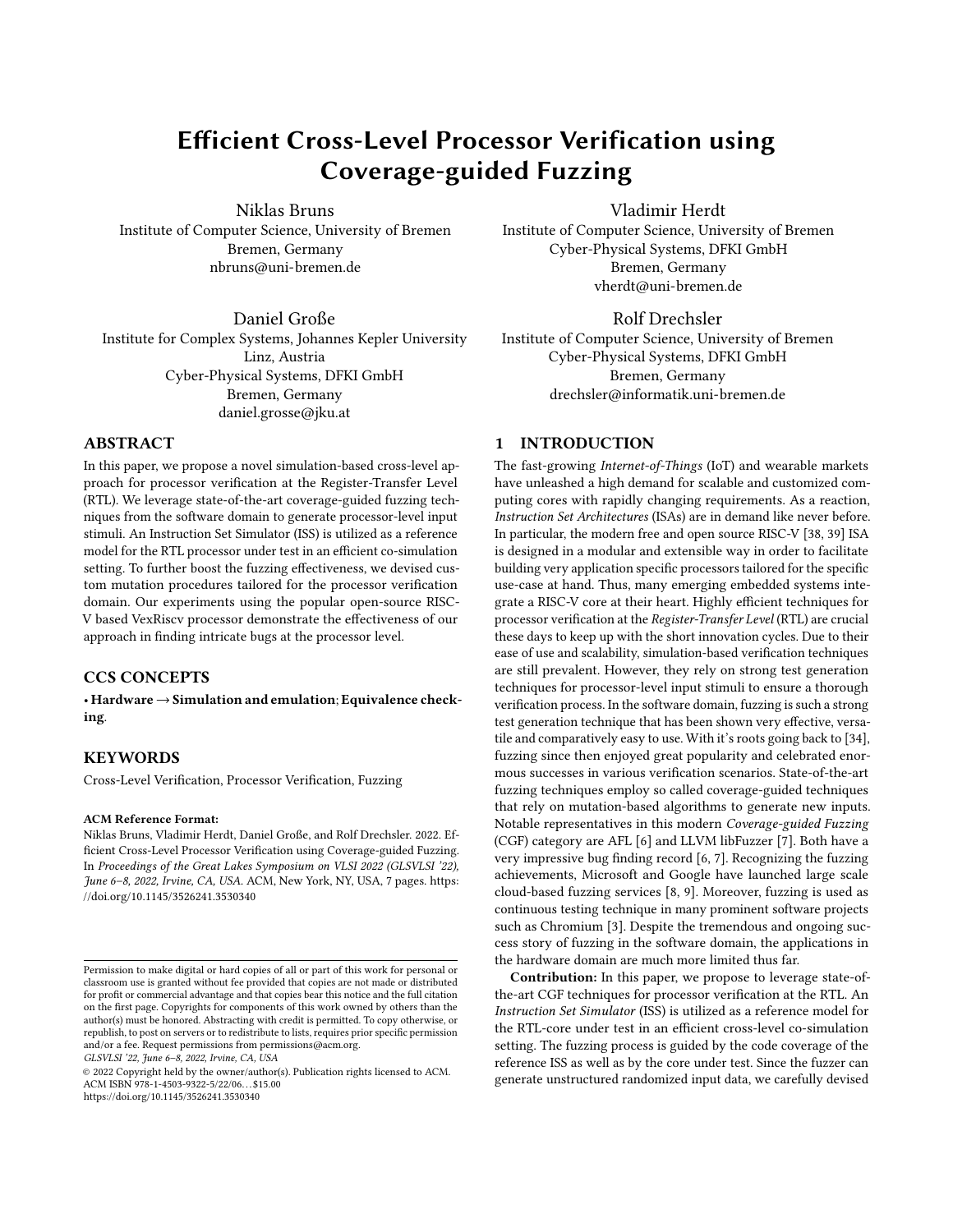# Efficient Cross-Level Processor Verification using Coverage-guided Fuzzing

Niklas Bruns
Institute of Computer Science, University of Bremen
Bremen, Germany
nbruns@uni-bremen.de

Vladimir Herdt
Institute of Computer Science, University of Bremen
Cyber-Physical Systems, DFKI GmbH
Bremen, Germany
vherdt@uni-bremen.de

Daniel Große
Institute for Complex Systems, Johannes Kepler University
Linz, Austria
Cyber-Physical Systems, DFKI GmbH
Bremen, Germany
daniel.grosse@jku.at

Rolf Drechsler
Institute of Computer Science, University of Bremen
Cyber-Physical Systems, DFKI GmbH
Bremen, Germany
drechsler@informatik.uni-bremen.de

## ABSTRACT

In this paper, we propose a novel simulation-based cross-level approach for processor verification at the Register-Transfer Level (RTL). We leverage state-of-the-art coverage-guided fuzzing techniques from the software domain to generate processor-level input stimuli. An Instruction Set Simulator (ISS) is utilized as a reference model for the RTL processor under test in an efficient co-simulation setting. To further boost the fuzzing effectiveness, we devised custom mutation procedures tailored for the processor verification domain. Our experiments using the popular open-source RISC-V based VexRiscv processor demonstrate the effectiveness of our approach in finding intricate bugs at the processor level.

## CCS CONCEPTS

• **Hardware** → **Simulation and emulation**; **Equivalence checking**.

## KEYWORDS

Cross-Level Verification, Processor Verification, Fuzzing

**ACM Reference Format:**
Niklas Bruns, Vladimir Herdt, Daniel Große, and Rolf Drechsler. 2022. Efficient Cross-Level Processor Verification using Coverage-guided Fuzzing. In *Proceedings of the Great Lakes Symposium on VLSI 2022 (GLSVLSI '22), June 6–8, 2022, Irvine, CA, USA.* ACM, New York, NY, USA, 7 pages. https://doi.org/10.1145/3526241.3530340

Permission to make digital or hard copies of all or part of this work for personal or classroom use is granted without fee provided that copies are not made or distributed for profit or commercial advantage and that copies bear this notice and the full citation on the first page. Copyrights for components of this work owned by others than the author(s) must be honored. Abstracting with credit is permitted. To copy otherwise, or republish, to post on servers or to redistribute to lists, requires prior specific permission and/or a fee. Request permissions from permissions@acm.org.
*GLSVLSI '22, June 6–8, 2022, Irvine, CA, USA*
© 2022 Copyright held by the owner/author(s). Publication rights licensed to ACM.
ACM ISBN 978-1-4503-9322-5/22/06…$15.00
https://doi.org/10.1145/3526241.3530340

## 1 INTRODUCTION

The fast-growing *Internet-of-Things* (IoT) and wearable markets have unleashed a high demand for scalable and customized computing cores with rapidly changing requirements. As a reaction, *Instruction Set Architectures* (ISAs) are in demand like never before. In particular, the modern free and open source RISC-V [38, 39] ISA is designed in a modular and extensible way in order to facilitate building very application specific processors tailored for the specific use-case at hand. Thus, many emerging embedded systems integrate a RISC-V core at their heart. Highly efficient techniques for processor verification at the *Register-Transfer Level* (RTL) are crucial these days to keep up with the short innovation cycles. Due to their ease of use and scalability, simulation-based verification techniques are still prevalent. However, they rely on strong test generation techniques for processor-level input stimuli to ensure a thorough verification process. In the software domain, fuzzing is such a strong test generation technique that has been shown very effective, versatile and comparatively easy to use. With it's roots going back to [34], fuzzing since then enjoyed great popularity and celebrated enormous successes in various verification scenarios. State-of-the-art fuzzing techniques employ so called coverage-guided techniques that rely on mutation-based algorithms to generate new inputs. Notable representatives in this modern *Coverage-guided Fuzzing* (CGF) category are AFL [6] and LLVM libFuzzer [7]. Both have a very impressive bug finding record [6, 7]. Recognizing the fuzzing achievements, Microsoft and Google have launched large scale cloud-based fuzzing services [8, 9]. Moreover, fuzzing is used as continuous testing technique in many prominent software projects such as Chromium [3]. Despite the tremendous and ongoing success story of fuzzing in the software domain, the applications in the hardware domain are much more limited thus far.

**Contribution:** In this paper, we propose to leverage state-of-the-art CGF techniques for processor verification at the RTL. An *Instruction Set Simulator* (ISS) is utilized as a reference model for the RTL-core under test in an efficient cross-level co-simulation setting. The fuzzing process is guided by the code coverage of the reference ISS as well as by the core under test. Since the fuzzer can generate unstructured randomized input data, we carefully devised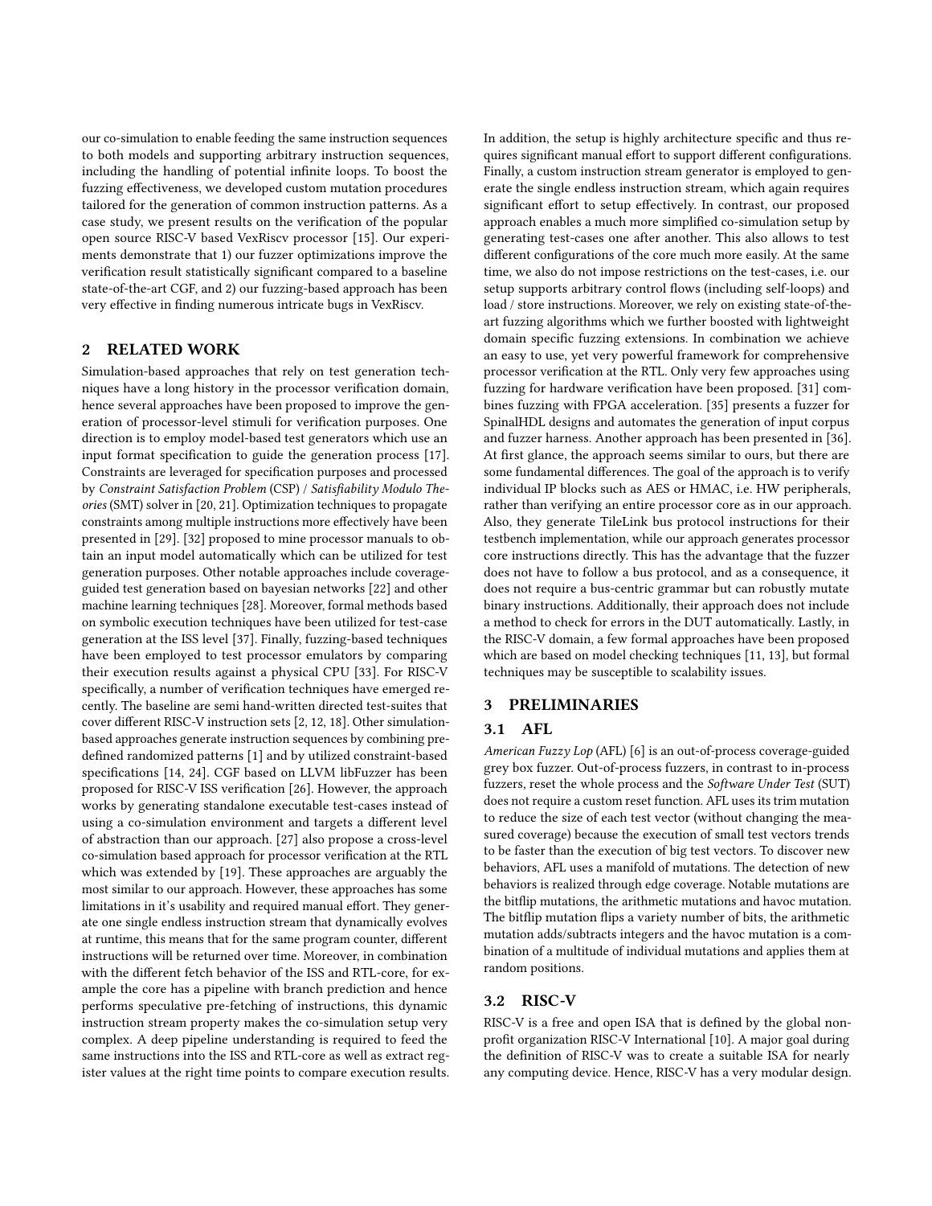our co-simulation to enable feeding the same instruction sequences to both models and supporting arbitrary instruction sequences, including the handling of potential infinite loops. To boost the fuzzing effectiveness, we developed custom mutation procedures tailored for the generation of common instruction patterns. As a case study, we present results on the verification of the popular open source RISC-V based VexRiscv processor [15]. Our experiments demonstrate that 1) our fuzzer optimizations improve the verification result statistically significant compared to a baseline state-of-the-art CGF, and 2) our fuzzing-based approach has been very effective in finding numerous intricate bugs in VexRiscv.

## 2 RELATED WORK

Simulation-based approaches that rely on test generation techniques have a long history in the processor verification domain, hence several approaches have been proposed to improve the generation of processor-level stimuli for verification purposes. One direction is to employ model-based test generators which use an input format specification to guide the generation process [17]. Constraints are leveraged for specification purposes and processed by *Constraint Satisfaction Problem* (CSP) / *Satisfiability Modulo Theories* (SMT) solver in [20, 21]. Optimization techniques to propagate constraints among multiple instructions more effectively have been presented in [29]. [32] proposed to mine processor manuals to obtain an input model automatically which can be utilized for test generation purposes. Other notable approaches include coverage-guided test generation based on bayesian networks [22] and other machine learning techniques [28]. Moreover, formal methods based on symbolic execution techniques have been utilized for test-case generation at the ISS level [37]. Finally, fuzzing-based techniques have been employed to test processor emulators by comparing their execution results against a physical CPU [33]. For RISC-V specifically, a number of verification techniques have emerged recently. The baseline are semi hand-written directed test-suites that cover different RISC-V instruction sets [2, 12, 18]. Other simulation-based approaches generate instruction sequences by combining predefined randomized patterns [1] and by utilized constraint-based specifications [14, 24]. CGF based on LLVM libFuzzer has been proposed for RISC-V ISS verification [26]. However, the approach works by generating standalone executable test-cases instead of using a co-simulation environment and targets a different level of abstraction than our approach. [27] also propose a cross-level co-simulation based approach for processor verification at the RTL which was extended by [19]. These approaches are arguably the most similar to our approach. However, these approaches has some limitations in it's usability and required manual effort. They generate one single endless instruction stream that dynamically evolves at runtime, this means that for the same program counter, different instructions will be returned over time. Moreover, in combination with the different fetch behavior of the ISS and RTL-core, for example the core has a pipeline with branch prediction and hence performs speculative pre-fetching of instructions, this dynamic instruction stream property makes the co-simulation setup very complex. A deep pipeline understanding is required to feed the same instructions into the ISS and RTL-core as well as extract register values at the right time points to compare execution results. In addition, the setup is highly architecture specific and thus requires significant manual effort to support different configurations. Finally, a custom instruction stream generator is employed to generate the single endless instruction stream, which again requires significant effort to setup effectively. In contrast, our proposed approach enables a much more simplified co-simulation setup by generating test-cases one after another. This also allows to test different configurations of the core much more easily. At the same time, we also do not impose restrictions on the test-cases, i.e. our setup supports arbitrary control flows (including self-loops) and load / store instructions. Moreover, we rely on existing state-of-the-art fuzzing algorithms which we further boosted with lightweight domain specific fuzzing extensions. In combination we achieve an easy to use, yet very powerful framework for comprehensive processor verification at the RTL. Only very few approaches using fuzzing for hardware verification have been proposed. [31] combines fuzzing with FPGA acceleration. [35] presents a fuzzer for SpinalHDL designs and automates the generation of input corpus and fuzzer harness. Another approach has been presented in [36]. At first glance, the approach seems similar to ours, but there are some fundamental differences. The goal of the approach is to verify individual IP blocks such as AES or HMAC, i.e. HW peripherals, rather than verifying an entire processor core as in our approach. Also, they generate TileLink bus protocol instructions for their testbench implementation, while our approach generates processor core instructions directly. This has the advantage that the fuzzer does not have to follow a bus protocol, and as a consequence, it does not require a bus-centric grammar but can robustly mutate binary instructions. Additionally, their approach does not include a method to check for errors in the DUT automatically. Lastly, in the RISC-V domain, a few formal approaches have been proposed which are based on model checking techniques [11, 13], but formal techniques may be susceptible to scalability issues.

## 3 PRELIMINARIES

### 3.1 AFL

*American Fuzzy Lop* (AFL) [6] is an out-of-process coverage-guided grey box fuzzer. Out-of-process fuzzers, in contrast to in-process fuzzers, reset the whole process and the *Software Under Test* (SUT) does not require a custom reset function. AFL uses its trim mutation to reduce the size of each test vector (without changing the measured coverage) because the execution of small test vectors trends to be faster than the execution of big test vectors. To discover new behaviors, AFL uses a manifold of mutations. The detection of new behaviors is realized through edge coverage. Notable mutations are the bitflip mutations, the arithmetic mutations and havoc mutation. The bitflip mutation flips a variety number of bits, the arithmetic mutation adds/subtracts integers and the havoc mutation is a combination of a multitude of individual mutations and applies them at random positions.

### 3.2 RISC-V

RISC-V is a free and open ISA that is defined by the global non-profit organization RISC-V International [10]. A major goal during the definition of RISC-V was to create a suitable ISA for nearly any computing device. Hence, RISC-V has a very modular design.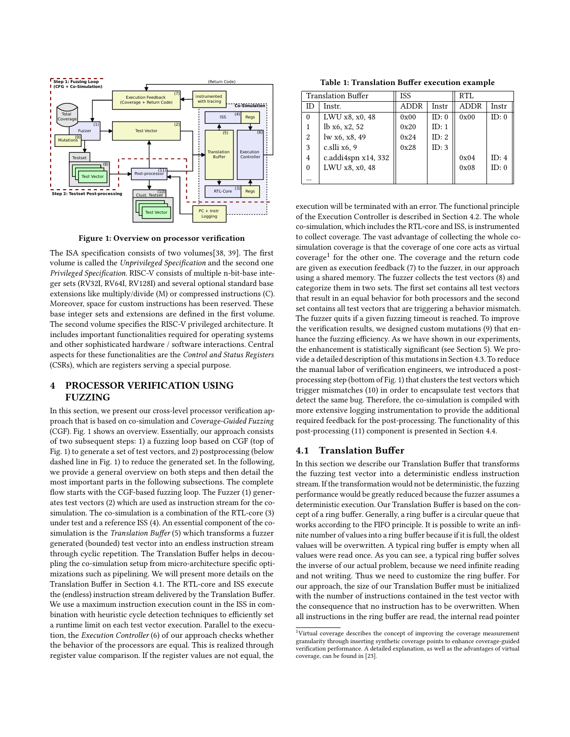Figure 1: Overview on processor verification

The ISA specification consists of two volumes[38, 39]. The first volume is called the *Unprivileged Specification* and the second one *Privileged Specification*. RISC-V consists of multiple n-bit-base integer sets (RV32I, RV64I, RV128I) and several optional standard base extensions like multiply/divide (M) or compressed instructions (C). Moreover, space for custom instructions has been reserved. These base integer sets and extensions are defined in the first volume. The second volume specifies the RISC-V privileged architecture. It includes important functionalities required for operating systems and other sophisticated hardware / software interactions. Central aspects for these functionalities are the *Control and Status Registers* (CSRs), which are registers serving a special purpose.

## 4 PROCESSOR VERIFICATION USING FUZZING

In this section, we present our cross-level processor verification approach that is based on co-simulation and *Coverage-Guided Fuzzing* (CGF). Fig. 1 shows an overview. Essentially, our approach consists of two subsequent steps: 1) a fuzzing loop based on CGF (top of Fig. 1) to generate a set of test vectors, and 2) postprocessing (below dashed line in Fig. 1) to reduce the generated set. In the following, we provide a general overview on both steps and then detail the most important parts in the following subsections. The complete flow starts with the CGF-based fuzzing loop. The Fuzzer (1) generates test vectors (2) which are used as instruction stream for the co-simulation. The co-simulation is a combination of the RTL-core (3) under test and a reference ISS (4). An essential component of the co-simulation is the *Translation Buffer* (5) which transforms a fuzzer generated (bounded) test vector into an endless instruction stream through cyclic repetition. The Translation Buffer helps in decoupling the co-simulation setup from micro-architecture specific optimizations such as pipelining. We will present more details on the Translation Buffer in Section 4.1. The RTL-core and ISS execute the (endless) instruction stream delivered by the Translation Buffer. We use a maximum instruction execution count in the ISS in combination with heuristic cycle detection techniques to efficiently set a runtime limit on each test vector execution. Parallel to the execution, the *Execution Controller* (6) of our approach checks whether the behavior of the processors are equal. This is realized through register value comparison. If the register values are not equal, the execution will be terminated with an error. The functional principle of the Execution Controller is described in Section 4.2. The whole co-simulation, which includes the RTL-core and ISS, is instrumented to collect coverage. The vast advantage of collecting the whole co-simulation coverage is that the coverage of one core acts as virtual coverage[1] for the other one. The coverage and the return code are given as execution feedback (7) to the fuzzer, in our approach using a shared memory. The fuzzer collects the test vectors (8) and categorize them in two sets. The first set contains all test vectors that result in an equal behavior for both processors and the second set contains all test vectors that are triggering a behavior mismatch. The fuzzer quits if a given fuzzing timeout is reached. To improve the verification results, we designed custom mutations (9) that enhance the fuzzing efficiency. As we have shown in our experiments, the enhancement is statistically significant (see Section 5). We provide a detailed description of this mutations in Section 4.3. To reduce the manual labor of verification engineers, we introduced a post-processing step (bottom of Fig. 1) that clusters the test vectors which trigger mismatches (10) in order to encapsulate test vectors that detect the same bug. Therefore, the co-simulation is compiled with more extensive logging instrumentation to provide the additional required feedback for the post-processing. The functionality of this post-processing (11) component is presented in Section 4.4.

**Table 1: Translation Buffer execution example**

| Translation Buffer | | ISS | | RTL | |
|---|---|---|---|---|---|
| ID | Instr. | ADDR | Instr | ADDR | Instr |
| 0 | LWU x8, x0, 48 | 0x00 | ID: 0 | 0x00 | ID: 0 |
| 1 | lb x6, x2, 52 | 0x20 | ID: 1 | | |
| 2 | lw x6, x8, 49 | 0x24 | ID: 2 | | |
| 3 | c.slli x6, 9 | 0x28 | ID: 3 | | |
| 4 | c.addi4spn x14, 332 | | | 0x04 | ID: 4 |
| 0 | LWU x8, x0, 48 | | | 0x08 | ID: 0 |
| ... | | | | | |

### 4.1 Translation Buffer

In this section we describe our Translation Buffer that transforms the fuzzing test vector into a deterministic endless instruction stream. If the transformation would not be deterministic, the fuzzing performance would be greatly reduced because the fuzzer assumes a deterministic execution. Our Translation Buffer is based on the concept of a ring buffer. Generally, a ring buffer is a circular queue that works according to the FIFO principle. It is possible to write an infinite number of values into a ring buffer because if it is full, the oldest values will be overwritten. A typical ring buffer is empty when all values were read once. As you can see, a typical ring buffer solves the inverse of our actual problem, because we need infinite reading and not writing. Thus we need to customize the ring buffer. For our approach, the size of our Translation Buffer must be initialized with the number of instructions contained in the test vector with the consequence that no instruction has to be overwritten. When all instructions in the ring buffer are read, the internal read pointer

[1] Virtual coverage describes the concept of improving the coverage measurement granularity through inserting synthetic coverage points to enhance coverage-guided verification performance. A detailed explanation, as well as the advantages of virtual coverage, can be found in [23].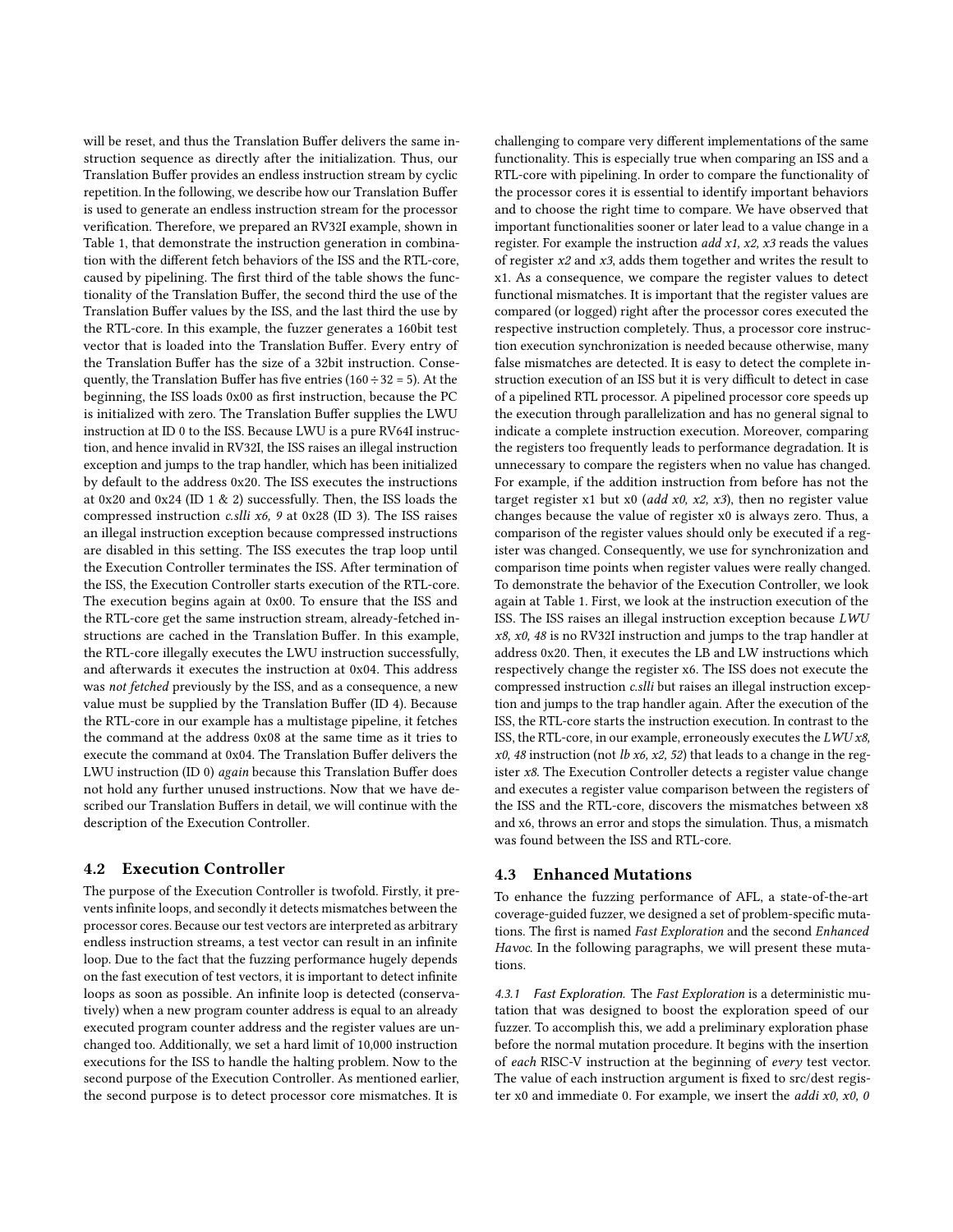will be reset, and thus the Translation Buffer delivers the same instruction sequence as directly after the initialization. Thus, our Translation Buffer provides an endless instruction stream by cyclic repetition. In the following, we describe how our Translation Buffer is used to generate an endless instruction stream for the processor verification. Therefore, we prepared an RV32I example, shown in Table 1, that demonstrate the instruction generation in combination with the different fetch behaviors of the ISS and the RTL-core, caused by pipelining. The first third of the table shows the functionality of the Translation Buffer, the second third the use of the Translation Buffer values by the ISS, and the last third the use by the RTL-core. In this example, the fuzzer generates a 160bit test vector that is loaded into the Translation Buffer. Every entry of the Translation Buffer has the size of a 32bit instruction. Consequently, the Translation Buffer has five entries ($160 \div 32 = 5$). At the beginning, the ISS loads 0x00 as first instruction, because the PC is initialized with zero. The Translation Buffer supplies the LWU instruction at ID 0 to the ISS. Because LWU is a pure RV64I instruction, and hence invalid in RV32I, the ISS raises an illegal instruction exception and jumps to the trap handler, which has been initialized by default to the address 0x20. The ISS executes the instructions at 0x20 and 0x24 (ID 1 & 2) successfully. Then, the ISS loads the compressed instruction *c.slli x6, 9* at 0x28 (ID 3). The ISS raises an illegal instruction exception because compressed instructions are disabled in this setting. The ISS executes the trap loop until the Execution Controller terminates the ISS. After termination of the ISS, the Execution Controller starts execution of the RTL-core. The execution begins again at 0x00. To ensure that the ISS and the RTL-core get the same instruction stream, already-fetched instructions are cached in the Translation Buffer. In this example, the RTL-core illegally executes the LWU instruction successfully, and afterwards it executes the instruction at 0x04. This address was *not fetched* previously by the ISS, and as a consequence, a new value must be supplied by the Translation Buffer (ID 4). Because the RTL-core in our example has a multistage pipeline, it fetches the command at the address 0x08 at the same time as it tries to execute the command at 0x04. The Translation Buffer delivers the LWU instruction (ID 0) *again* because this Translation Buffer does not hold any further unused instructions. Now that we have described our Translation Buffers in detail, we will continue with the description of the Execution Controller.

## 4.2 Execution Controller

The purpose of the Execution Controller is twofold. Firstly, it prevents infinite loops, and secondly it detects mismatches between the processor cores. Because our test vectors are interpreted as arbitrary endless instruction streams, a test vector can result in an infinite loop. Due to the fact that the fuzzing performance hugely depends on the fast execution of test vectors, it is important to detect infinite loops as soon as possible. An infinite loop is detected (conservatively) when a new program counter address is equal to an already executed program counter address and the register values are unchanged too. Additionally, we set a hard limit of 10,000 instruction executions for the ISS to handle the halting problem. Now to the second purpose of the Execution Controller. As mentioned earlier, the second purpose is to detect processor core mismatches. It is challenging to compare very different implementations of the same functionality. This is especially true when comparing an ISS and a RTL-core with pipelining. In order to compare the functionality of the processor cores it is essential to identify important behaviors and to choose the right time to compare. We have observed that important functionalities sooner or later lead to a value change in a register. For example the instruction *add x1, x2, x3* reads the values of register *x2* and *x3*, adds them together and writes the result to x1. As a consequence, we compare the register values to detect functional mismatches. It is important that the register values are compared (or logged) right after the processor cores executed the respective instruction completely. Thus, a processor core instruction execution synchronization is needed because otherwise, many false mismatches are detected. It is easy to detect the complete instruction execution of an ISS but it is very difficult to detect in case of a pipelined RTL processor. A pipelined processor core speeds up the execution through parallelization and has no general signal to indicate a complete instruction execution. Moreover, comparing the registers too frequently leads to performance degradation. It is unnecessary to compare the registers when no value has changed. For example, if the addition instruction from before has not the target register x1 but x0 (*add x0, x2, x3*), then no register value changes because the value of register x0 is always zero. Thus, a comparison of the register values should only be executed if a register was changed. Consequently, we use for synchronization and comparison time points when register values were really changed. To demonstrate the behavior of the Execution Controller, we look again at Table 1. First, we look at the instruction execution of the ISS. The ISS raises an illegal instruction exception because *LWU x8, x0, 48* is no RV32I instruction and jumps to the trap handler at address 0x20. Then, it executes the LB and LW instructions which respectively change the register x6. The ISS does not execute the compressed instruction *c.slli* but raises an illegal instruction exception and jumps to the trap handler again. After the execution of the ISS, the RTL-core starts the instruction execution. In contrast to the ISS, the RTL-core, in our example, erroneously executes the *LWU x8, x0, 48* instruction (not *lb x6, x2, 52*) that leads to a change in the register *x8*. The Execution Controller detects a register value change and executes a register value comparison between the registers of the ISS and the RTL-core, discovers the mismatches between x8 and x6, throws an error and stops the simulation. Thus, a mismatch was found between the ISS and RTL-core.

## 4.3 Enhanced Mutations

To enhance the fuzzing performance of AFL, a state-of-the-art coverage-guided fuzzer, we designed a set of problem-specific mutations. The first is named *Fast Exploration* and the second *Enhanced Havoc*. In the following paragraphs, we will present these mutations.

*4.3.1 Fast Exploration.* The *Fast Exploration* is a deterministic mutation that was designed to boost the exploration speed of our fuzzer. To accomplish this, we add a preliminary exploration phase before the normal mutation procedure. It begins with the insertion of *each* RISC-V instruction at the beginning of *every* test vector. The value of each instruction argument is fixed to src/dest register x0 and immediate 0. For example, we insert the *addi x0, x0, 0*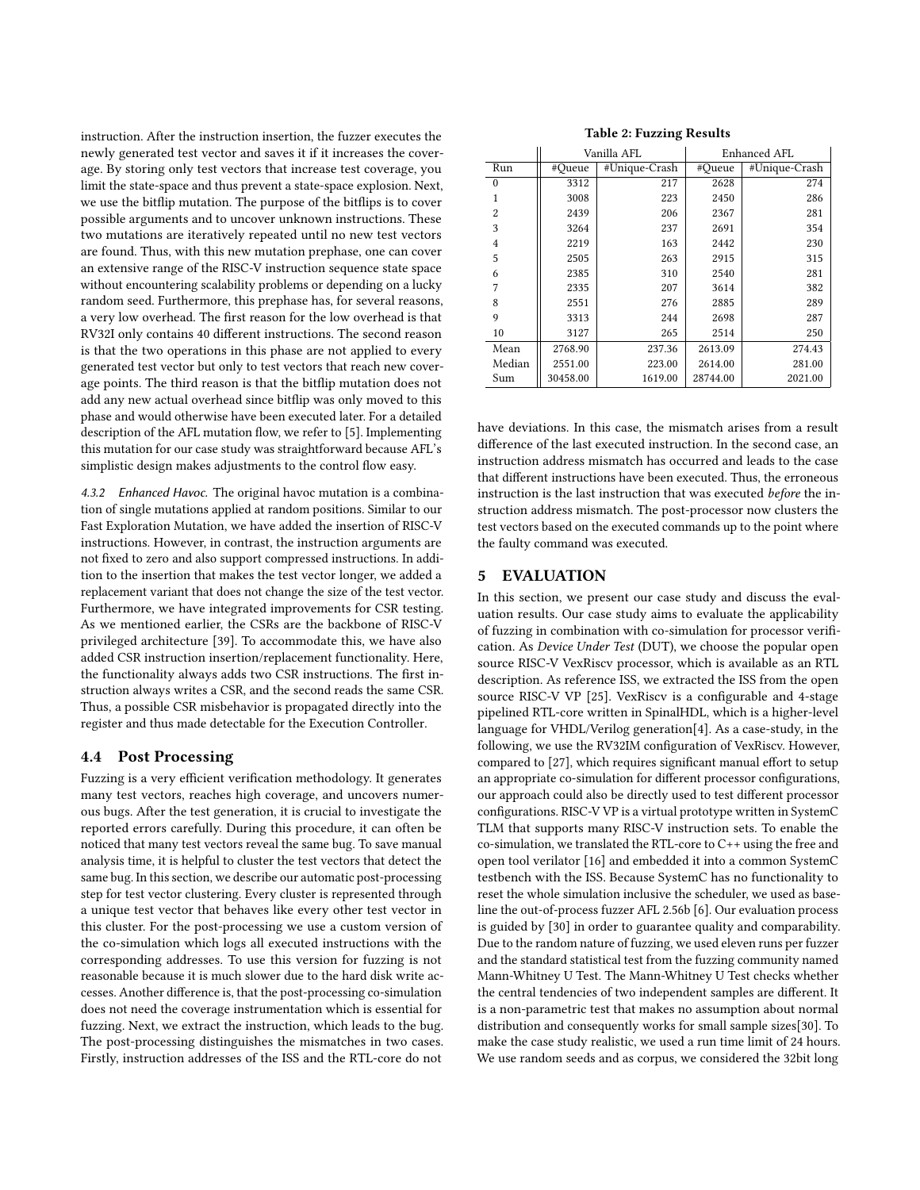instruction. After the instruction insertion, the fuzzer executes the newly generated test vector and saves it if it increases the coverage. By storing only test vectors that increase test coverage, you limit the state-space and thus prevent a state-space explosion. Next, we use the bitflip mutation. The purpose of the bitflips is to cover possible arguments and to uncover unknown instructions. These two mutations are iteratively repeated until no new test vectors are found. Thus, with this new mutation prephase, one can cover an extensive range of the RISC-V instruction sequence state space without encountering scalability problems or depending on a lucky random seed. Furthermore, this prephase has, for several reasons, a very low overhead. The first reason for the low overhead is that RV32I only contains 40 different instructions. The second reason is that the two operations in this phase are not applied to every generated test vector but only to test vectors that reach new coverage points. The third reason is that the bitflip mutation does not add any new actual overhead since bitflip was only moved to this phase and would otherwise have been executed later. For a detailed description of the AFL mutation flow, we refer to [5]. Implementing this mutation for our case study was straightforward because AFL's simplistic design makes adjustments to the control flow easy.

*4.3.2 Enhanced Havoc.* The original havoc mutation is a combination of single mutations applied at random positions. Similar to our Fast Exploration Mutation, we have added the insertion of RISC-V instructions. However, in contrast, the instruction arguments are not fixed to zero and also support compressed instructions. In addition to the insertion that makes the test vector longer, we added a replacement variant that does not change the size of the test vector. Furthermore, we have integrated improvements for CSR testing. As we mentioned earlier, the CSRs are the backbone of RISC-V privileged architecture [39]. To accommodate this, we have also added CSR instruction insertion/replacement functionality. Here, the functionality always adds two CSR instructions. The first instruction always writes a CSR, and the second reads the same CSR. Thus, a possible CSR misbehavior is propagated directly into the register and thus made detectable for the Execution Controller.

### 4.4 Post Processing

Fuzzing is a very efficient verification methodology. It generates many test vectors, reaches high coverage, and uncovers numerous bugs. After the test generation, it is crucial to investigate the reported errors carefully. During this procedure, it can often be noticed that many test vectors reveal the same bug. To save manual analysis time, it is helpful to cluster the test vectors that detect the same bug. In this section, we describe our automatic post-processing step for test vector clustering. Every cluster is represented through a unique test vector that behaves like every other test vector in this cluster. For the post-processing we use a custom version of the co-simulation which logs all executed instructions with the corresponding addresses. To use this version for fuzzing is not reasonable because it is much slower due to the hard disk write accesses. Another difference is, that the post-processing co-simulation does not need the coverage instrumentation which is essential for fuzzing. Next, we extract the instruction, which leads to the bug. The post-processing distinguishes the mismatches in two cases. Firstly, instruction addresses of the ISS and the RTL-core do not have deviations. In this case, the mismatch arises from a result difference of the last executed instruction. In the second case, an instruction address mismatch has occurred and leads to the case that different instructions have been executed. Thus, the erroneous instruction is the last instruction that was executed *before* the instruction address mismatch. The post-processor now clusters the test vectors based on the executed commands up to the point where the faulty command was executed.

**Table 2: Fuzzing Results**

| | Vanilla AFL | | Enhanced AFL | |
|---|---|---|---|---|
| Run | #Queue | #Unique-Crash | #Queue | #Unique-Crash |
| 0 | 3312 | 217 | 2628 | 274 |
| 1 | 3008 | 223 | 2450 | 286 |
| 2 | 2439 | 206 | 2367 | 281 |
| 3 | 3264 | 237 | 2691 | 354 |
| 4 | 2219 | 163 | 2442 | 230 |
| 5 | 2505 | 263 | 2915 | 315 |
| 6 | 2385 | 310 | 2540 | 281 |
| 7 | 2335 | 207 | 3614 | 382 |
| 8 | 2551 | 276 | 2885 | 289 |
| 9 | 3313 | 244 | 2698 | 287 |
| 10 | 3127 | 265 | 2514 | 250 |
| Mean | 2768.90 | 237.36 | 2613.09 | 274.43 |
| Median | 2551.00 | 223.00 | 2614.00 | 281.00 |
| Sum | 30458.00 | 1619.00 | 28744.00 | 2021.00 |

## 5 EVALUATION

In this section, we present our case study and discuss the evaluation results. Our case study aims to evaluate the applicability of fuzzing in combination with co-simulation for processor verification. As *Device Under Test* (DUT), we choose the popular open source RISC-V VexRiscv processor, which is available as an RTL description. As reference ISS, we extracted the ISS from the open source RISC-V VP [25]. VexRiscv is a configurable and 4-stage pipelined RTL-core written in SpinalHDL, which is a higher-level language for VHDL/Verilog generation[4]. As a case-study, in the following, we use the RV32IM configuration of VexRiscv. However, compared to [27], which requires significant manual effort to setup an appropriate co-simulation for different processor configurations, our approach could also be directly used to test different processor configurations. RISC-V VP is a virtual prototype written in SystemC TLM that supports many RISC-V instruction sets. To enable the co-simulation, we translated the RTL-core to C++ using the free and open tool verilator [16] and embedded it into a common SystemC testbench with the ISS. Because SystemC has no functionality to reset the whole simulation inclusive the scheduler, we used as baseline the out-of-process fuzzer AFL 2.56b [6]. Our evaluation process is guided by [30] in order to guarantee quality and comparability. Due to the random nature of fuzzing, we used eleven runs per fuzzer and the standard statistical test from the fuzzing community named Mann-Whitney U Test. The Mann-Whitney U Test checks whether the central tendencies of two independent samples are different. It is a non-parametric test that makes no assumption about normal distribution and consequently works for small sample sizes[30]. To make the case study realistic, we used a run time limit of 24 hours. We use random seeds and as corpus, we considered the 32bit long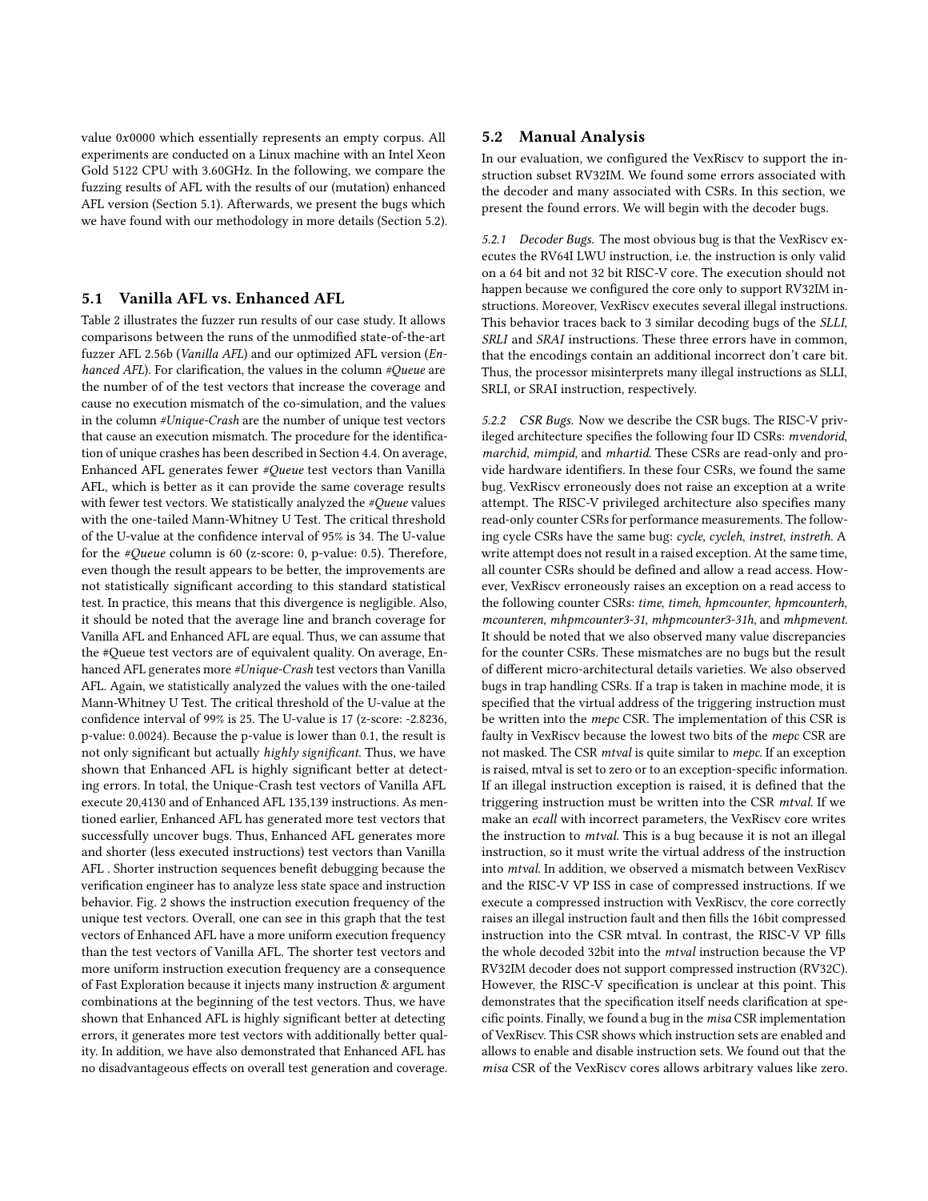value 0x0000 which essentially represents an empty corpus. All experiments are conducted on a Linux machine with an Intel Xeon Gold 5122 CPU with 3.60GHz. In the following, we compare the fuzzing results of AFL with the results of our (mutation) enhanced AFL version (Section 5.1). Afterwards, we present the bugs which we have found with our methodology in more details (Section 5.2).

## 5.1 Vanilla AFL vs. Enhanced AFL

Table 2 illustrates the fuzzer run results of our case study. It allows comparisons between the runs of the unmodified state-of-the-art fuzzer AFL 2.56b (*Vanilla AFL*) and our optimized AFL version (*Enhanced AFL*). For clarification, the values in the column *#Queue* are the number of of the test vectors that increase the coverage and cause no execution mismatch of the co-simulation, and the values in the column *#Unique-Crash* are the number of unique test vectors that cause an execution mismatch. The procedure for the identification of unique crashes has been described in Section 4.4. On average, Enhanced AFL generates fewer *#Queue* test vectors than Vanilla AFL, which is better as it can provide the same coverage results with fewer test vectors. We statistically analyzed the *#Queue* values with the one-tailed Mann-Whitney U Test. The critical threshold of the U-value at the confidence interval of 95% is 34. The U-value for the *#Queue* column is 60 (z-score: 0, p-value: 0.5). Therefore, even though the result appears to be better, the improvements are not statistically significant according to this standard statistical test. In practice, this means that this divergence is negligible. Also, it should be noted that the average line and branch coverage for Vanilla AFL and Enhanced AFL are equal. Thus, we can assume that the #Queue test vectors are of equivalent quality. On average, Enhanced AFL generates more *#Unique-Crash* test vectors than Vanilla AFL. Again, we statistically analyzed the values with the one-tailed Mann-Whitney U Test. The critical threshold of the U-value at the confidence interval of 99% is 25. The U-value is 17 (z-score: -2.8236, p-value: 0.0024). Because the p-value is lower than 0.1, the result is not only significant but actually *highly significant*. Thus, we have shown that Enhanced AFL is highly significant better at detecting errors. In total, the Unique-Crash test vectors of Vanilla AFL execute 20,4130 and of Enhanced AFL 135,139 instructions. As mentioned earlier, Enhanced AFL has generated more test vectors that successfully uncover bugs. Thus, Enhanced AFL generates more and shorter (less executed instructions) test vectors than Vanilla AFL . Shorter instruction sequences benefit debugging because the verification engineer has to analyze less state space and instruction behavior. Fig. 2 shows the instruction execution frequency of the unique test vectors. Overall, one can see in this graph that the test vectors of Enhanced AFL have a more uniform execution frequency than the test vectors of Vanilla AFL. The shorter test vectors and more uniform instruction execution frequency are a consequence of Fast Exploration because it injects many instruction & argument combinations at the beginning of the test vectors. Thus, we have shown that Enhanced AFL is highly significant better at detecting errors, it generates more test vectors with additionally better quality. In addition, we have also demonstrated that Enhanced AFL has no disadvantageous effects on overall test generation and coverage.

## 5.2 Manual Analysis

In our evaluation, we configured the VexRiscv to support the instruction subset RV32IM. We found some errors associated with the decoder and many associated with CSRs. In this section, we present the found errors. We will begin with the decoder bugs.

*5.2.1 Decoder Bugs.* The most obvious bug is that the VexRiscv executes the RV64I LWU instruction, i.e. the instruction is only valid on a 64 bit and not 32 bit RISC-V core. The execution should not happen because we configured the core only to support RV32IM instructions. Moreover, VexRiscv executes several illegal instructions. This behavior traces back to 3 similar decoding bugs of the *SLLI*, *SRLI* and *SRAI* instructions. These three errors have in common, that the encodings contain an additional incorrect don't care bit. Thus, the processor misinterprets many illegal instructions as SLLI, SRLI, or SRAI instruction, respectively.

*5.2.2 CSR Bugs.* Now we describe the CSR bugs. The RISC-V privileged architecture specifies the following four ID CSRs: *mvendorid*, *marchid*, *mimpid*, and *mhartid*. These CSRs are read-only and provide hardware identifiers. In these four CSRs, we found the same bug. VexRiscv erroneously does not raise an exception at a write attempt. The RISC-V privileged architecture also specifies many read-only counter CSRs for performance measurements. The following cycle CSRs have the same bug: *cycle*, *cycleh*, *instret*, *instreth*. A write attempt does not result in a raised exception. At the same time, all counter CSRs should be defined and allow a read access. However, VexRiscv erroneously raises an exception on a read access to the following counter CSRs: *time*, *timeh*, *hpmcounter*, *hpmcounterh*, *mcounteren*, *mhpmcounter3-31*, *mhpmcounter3-31h*, and *mhpmevent*. It should be noted that we also observed many value discrepancies for the counter CSRs. These mismatches are no bugs but the result of different micro-architectural details varieties. We also observed bugs in trap handling CSRs. If a trap is taken in machine mode, it is specified that the virtual address of the triggering instruction must be written into the *mepc* CSR. The implementation of this CSR is faulty in VexRiscv because the lowest two bits of the *mepc* CSR are not masked. The CSR *mtval* is quite similar to *mepc*. If an exception is raised, mtval is set to zero or to an exception-specific information. If an illegal instruction exception is raised, it is defined that the triggering instruction must be written into the CSR *mtval*. If we make an *ecall* with incorrect parameters, the VexRiscv core writes the instruction to *mtval*. This is a bug because it is not an illegal instruction, so it must write the virtual address of the instruction into *mtval*. In addition, we observed a mismatch between VexRiscv and the RISC-V VP ISS in case of compressed instructions. If we execute a compressed instruction with VexRiscv, the core correctly raises an illegal instruction fault and then fills the 16bit compressed instruction into the CSR mtval. In contrast, the RISC-V VP fills the whole decoded 32bit into the *mtval* instruction because the VP RV32IM decoder does not support compressed instruction (RV32C). However, the RISC-V specification is unclear at this point. This demonstrates that the specification itself needs clarification at specific points. Finally, we found a bug in the *misa* CSR implementation of VexRiscv. This CSR shows which instruction sets are enabled and allows to enable and disable instruction sets. We found out that the *misa* CSR of the VexRiscv cores allows arbitrary values like zero.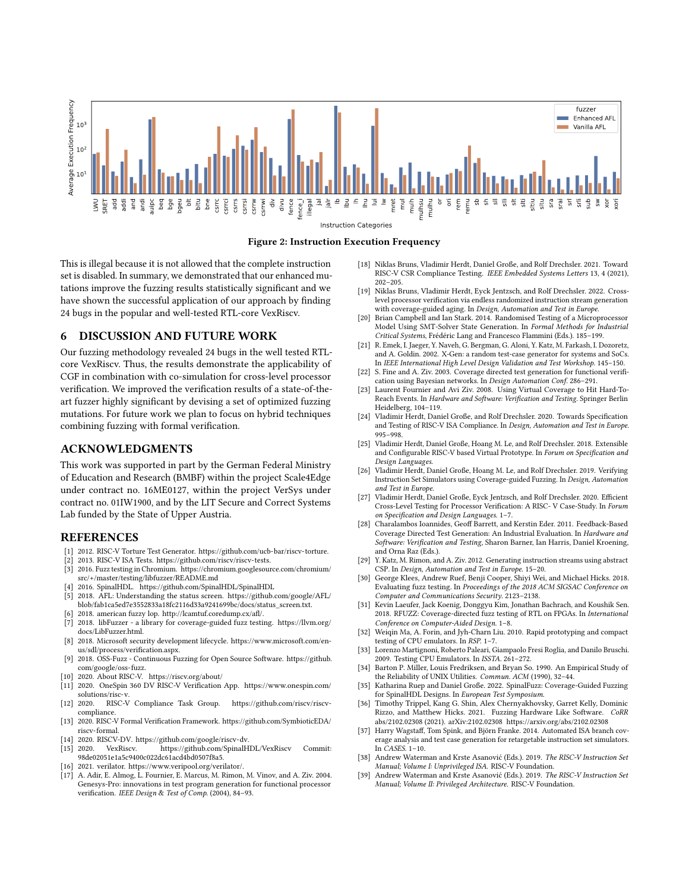Average Execution Frequency

$10^1$
$10^2$
$10^3$

fuzzer
Enhanced AFL
Vanilla AFL

LWU SRET add addi and andi auipc beq bge bgeu blt bltu bne csrrc csrrci csrrs csrrsi csrrw csrrwi div divu fence fence_i illegal jal jalr lb lbu lh lhu lui lw mret mul mulh mulhsu mulhu or ori rem remu sb sh sll slli slt slti sltiu sltu sra srai srl srli sub sw xor xori

Instruction Categories

**Figure 2: Instruction Execution Frequency**

This is illegal because it is not allowed that the complete instruction set is disabled. In summary, we demonstrated that our enhanced mutations improve the fuzzing results statistically significant and we have shown the successful application of our approach by finding 24 bugs in the popular and well-tested RTL-core VexRiscv.

## 6 DISCUSSION AND FUTURE WORK

Our fuzzing methodology revealed 24 bugs in the well tested RTL-core VexRiscv. Thus, the results demonstrate the applicability of CGF in combination with co-simulation for cross-level processor verification. We improved the verification results of a state-of-the-art fuzzer highly significant by devising a set of optimized fuzzing mutations. For future work we plan to focus on hybrid techniques combining fuzzing with formal verification.

## ACKNOWLEDGMENTS

This work was supported in part by the German Federal Ministry of Education and Research (BMBF) within the project Scale4Edge under contract no. 16ME0127, within the project VerSys under contract no. 01IW1900, and by the LIT Secure and Correct Systems Lab funded by the State of Upper Austria.

## REFERENCES

[1] 2012. RISC-V Torture Test Generator. https://github.com/ucb-bar/riscv-torture.
[2] 2013. RISC-V ISA Tests. https://github.com/riscv/riscv-tests.
[3] 2016. Fuzz testing in Chromium. https://chromium.googlesource.com/chromium/src/+/master/testing/libfuzzer/README.md
[4] 2016. SpinalHDL. https://github.com/SpinalHDL/SpinalHDL
[5] 2018. AFL: Understanding the status screen. https://github.com/google/AFL/blob/fab1ca5ed7e3552833a18fc2116d33a9241699bc/docs/status_screen.txt.
[6] 2018. american fuzzy lop. http://lcamtuf.coredump.cx/afl/.
[7] 2018. libFuzzer - a library for coverage-guided fuzz testing. https://llvm.org/docs/LibFuzzer.html.
[8] 2018. Microsoft security development lifecycle. https://www.microsoft.com/en-us/sdl/process/verification.aspx.
[9] 2018. OSS-Fuzz - Continuous Fuzzing for Open Source Software. https://github.com/google/oss-fuzz.
[10] 2020. About RISC-V. https://riscv.org/about/
[11] 2020. OneSpin 360 DV RISC-V Verification App. https://www.onespin.com/solutions/risc-v.
[12] 2020. RISC-V Compliance Task Group. https://github.com/riscv/riscv-compliance.
[13] 2020. RISC-V Formal Verification Framework. https://github.com/SymbioticEDA/riscv-formal.
[14] 2020. RISCV-DV. https://github.com/google/riscv-dv.
[15] 2020. VexRiscv. https://github.com/SpinalHDL/VexRiscv Commit: 98de02051e1a5c9400c022dc61acd4bd0507f8a5.
[16] 2021. verilator. https://www.veripool.org/verilator/.
[17] A. Adir, E. Almog, L. Fournier, E. Marcus, M. Rimon, M. Vinov, and A. Ziv. 2004. Genesys-Pro: innovations in test program generation for functional processor verification. *IEEE Design & Test of Comp.* (2004), 84–93.
[18] Niklas Bruns, Vladimir Herdt, Daniel Große, and Rolf Drechsler. 2021. Toward RISC-V CSR Compliance Testing. *IEEE Embedded Systems Letters* 13, 4 (2021), 202–205.
[19] Niklas Bruns, Vladimir Herdt, Eyck Jentzsch, and Rolf Drechsler. 2022. Cross-level processor verification via endless randomized instruction stream generation with coverage-guided aging. In *Design, Automation and Test in Europe.*
[20] Brian Campbell and Ian Stark. 2014. Randomised Testing of a Microprocessor Model Using SMT-Solver State Generation. In *Formal Methods for Industrial Critical Systems*, Frédéric Lang and Francesco Flammini (Eds.). 185–199.
[21] R. Emek, I. Jaeger, Y. Naveh, G. Bergman, G. Aloni, Y. Katz, M. Farkash, I. Dozoretz, and A. Goldin. 2002. X-Gen: a random test-case generator for systems and SoCs. In *IEEE International High Level Design Validation and Test Workshop.* 145–150.
[22] S. Fine and A. Ziv. 2003. Coverage directed test generation for functional verification using Bayesian networks. In *Design Automation Conf.* 286–291.
[23] Laurent Fournier and Avi Ziv. 2008. Using Virtual Coverage to Hit Hard-To-Reach Events. In *Hardware and Software: Verification and Testing.* Springer Berlin Heidelberg, 104–119.
[24] Vladimir Herdt, Daniel Große, and Rolf Drechsler. 2020. Towards Specification and Testing of RISC-V ISA Compliance. In *Design, Automation and Test in Europe.* 995–998.
[25] Vladimir Herdt, Daniel Große, Hoang M. Le, and Rolf Drechsler. 2018. Extensible and Configurable RISC-V based Virtual Prototype. In *Forum on Specification and Design Languages.*
[26] Vladimir Herdt, Daniel Große, Hoang M. Le, and Rolf Drechsler. 2019. Verifying Instruction Set Simulators using Coverage-guided Fuzzing. In *Design, Automation and Test in Europe.*
[27] Vladimir Herdt, Daniel Große, Eyck Jentzsch, and Rolf Drechsler. 2020. Efficient Cross-Level Testing for Processor Verification: A RISC- V Case-Study. In *Forum on Specification and Design Languages.* 1–7.
[28] Charalambos Ioannides, Geoff Barrett, and Kerstin Eder. 2011. Feedback-Based Coverage Directed Test Generation: An Industrial Evaluation. In *Hardware and Software: Verification and Testing*, Sharon Barner, Ian Harris, Daniel Kroening, and Orna Raz (Eds.).
[29] Y. Katz, M. Rimon, and A. Ziv. 2012. Generating instruction streams using abstract CSP. In *Design, Automation and Test in Europe.* 15–20.
[30] George Klees, Andrew Ruef, Benji Cooper, Shiyi Wei, and Michael Hicks. 2018. Evaluating fuzz testing. In *Proceedings of the 2018 ACM SIGSAC Conference on Computer and Communications Security.* 2123–2138.
[31] Kevin Laeufer, Jack Koenig, Donggyu Kim, Jonathan Bachrach, and Koushik Sen. 2018. RFUZZ: Coverage-directed fuzz testing of RTL on FPGAs. In *International Conference on Computer-Aided Design.* 1–8.
[32] Weiqin Ma, A. Forin, and Jyh-Charn Liu. 2010. Rapid prototyping and compact testing of CPU emulators. In *RSP.* 1–7.
[33] Lorenzo Martignoni, Roberto Paleari, Giampaolo Fresi Roglia, and Danilo Bruschi. 2009. Testing CPU Emulators. In *ISSTA.* 261–272.
[34] Barton P. Miller, Louis Fredriksen, and Bryan So. 1990. An Empirical Study of the Reliability of UNIX Utilities. *Commun. ACM* (1990), 32–44.
[35] Katharina Ruep and Daniel Große. 2022. SpinalFuzz: Coverage-Guided Fuzzing for SpinalHDL Designs. In *European Test Symposium.*
[36] Timothy Trippel, Kang G. Shin, Alex Chernyakhovsky, Garret Kelly, Dominic Rizzo, and Matthew Hicks. 2021. Fuzzing Hardware Like Software. *CoRR* abs/2102.02308 (2021). arXiv:2102.02308 https://arxiv.org/abs/2102.02308
[37] Harry Wagstaff, Tom Spink, and Björn Franke. 2014. Automated ISA branch coverage analysis and test case generation for retargetable instruction set simulators. In *CASES.* 1–10.
[38] Andrew Waterman and Krste Asanović (Eds.). 2019. *The RISC-V Instruction Set Manual; Volume I: Unprivileged ISA.* RISC-V Foundation.
[39] Andrew Waterman and Krste Asanović (Eds.). 2019. *The RISC-V Instruction Set Manual; Volume II: Privileged Architecture.* RISC-V Foundation.